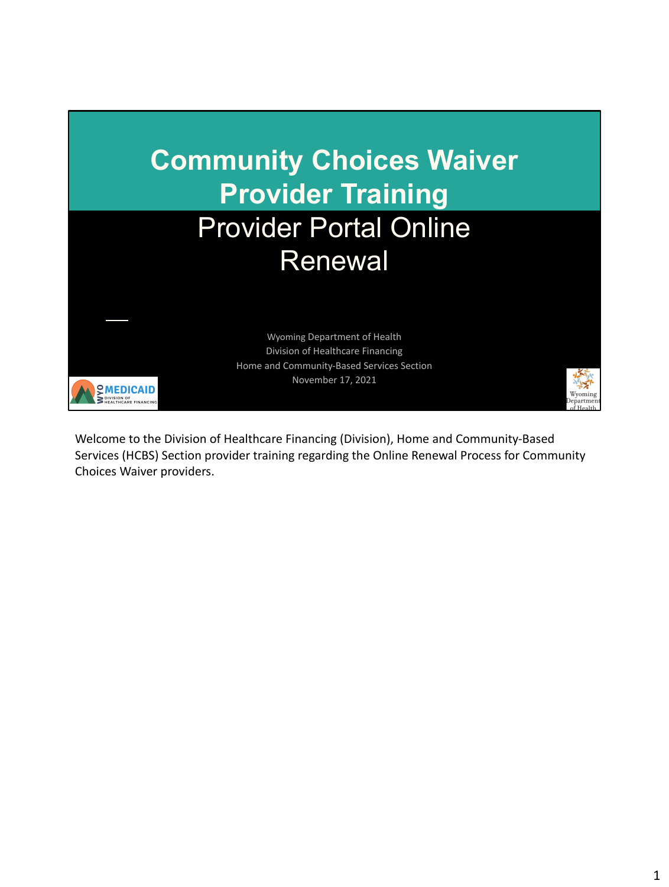# Community Choices Waiver Provider Training

## Provider Portal Online Renewal

Wyoming Department of Health
Division of Healthcare Financing
Home and Community-Based Services Section
November 17, 2021

WYO MEDICAID DIVISION OF HEALTHCARE FINANCING

Wyoming Department of Health

Welcome to the Division of Healthcare Financing (Division), Home and Community-Based Services (HCBS) Section provider training regarding the Online Renewal Process for Community Choices Waiver providers.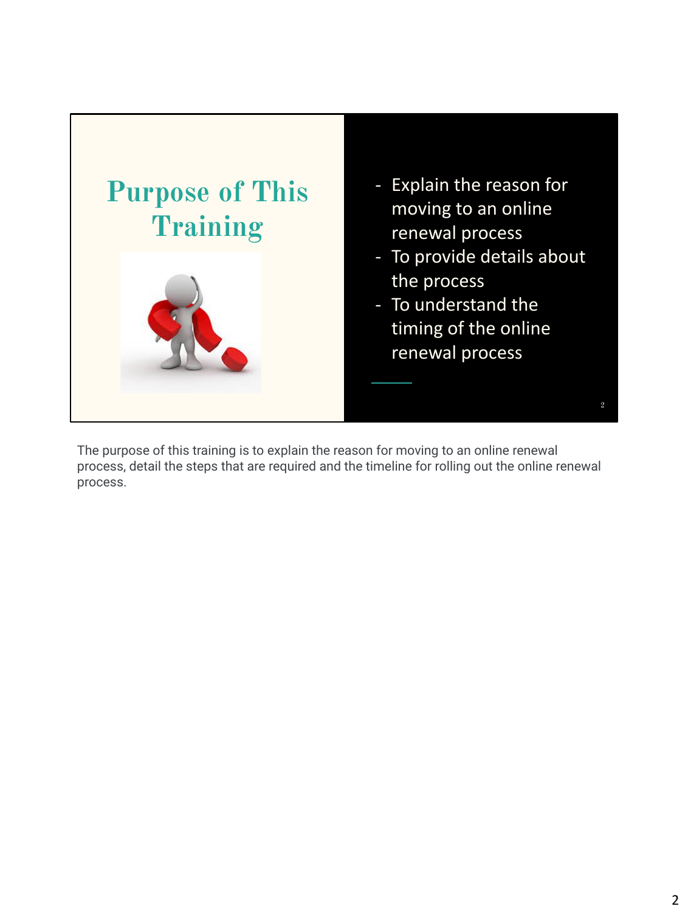# Purpose of This Training

- Explain the reason for moving to an online renewal process
- To provide details about the process
- To understand the timing of the online renewal process

The purpose of this training is to explain the reason for moving to an online renewal process, detail the steps that are required and the timeline for rolling out the online renewal process.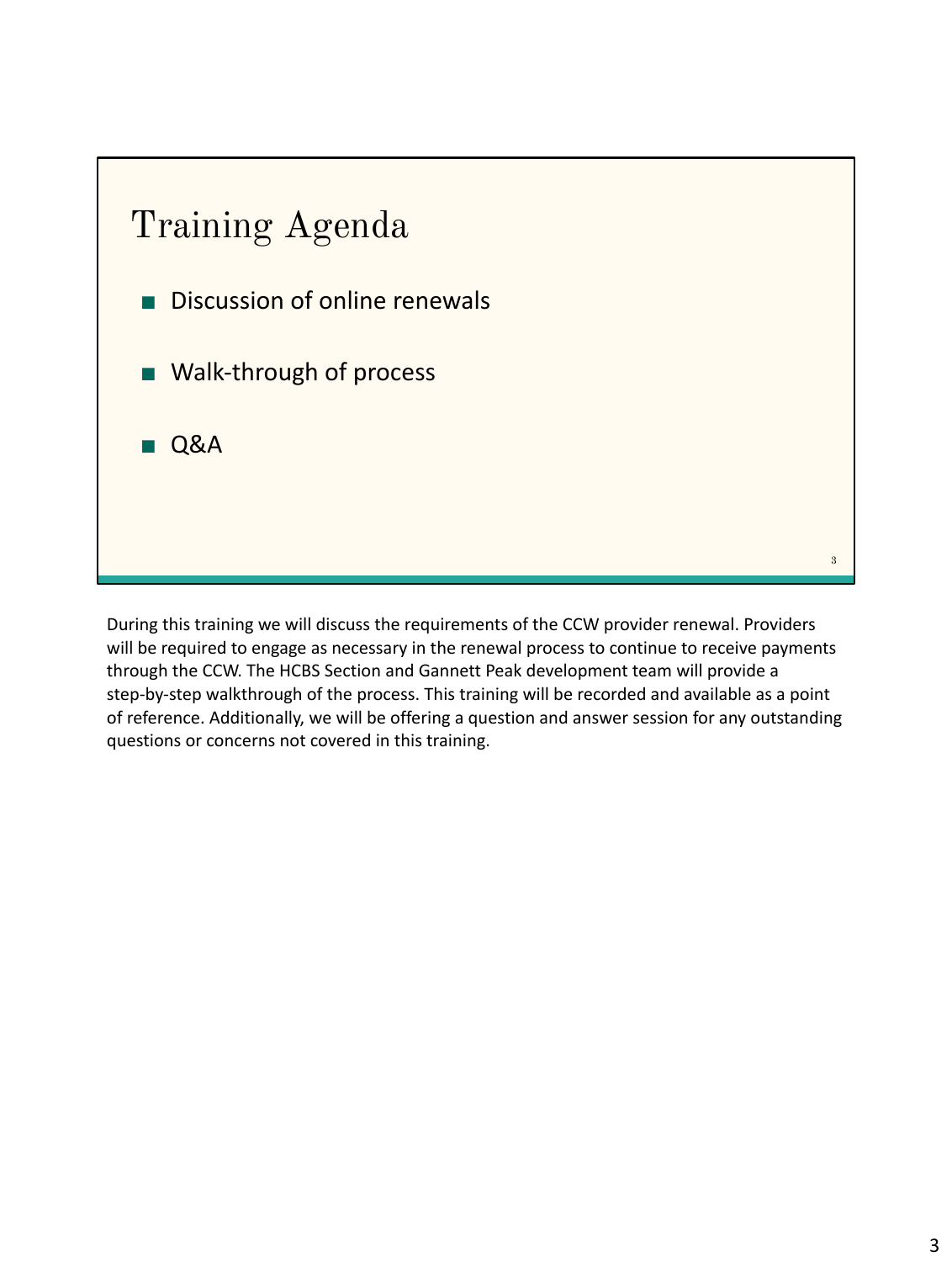# Training Agenda

- Discussion of online renewals
- Walk-through of process
- Q&A

During this training we will discuss the requirements of the CCW provider renewal. Providers will be required to engage as necessary in the renewal process to continue to receive payments through the CCW. The HCBS Section and Gannett Peak development team will provide a step-by-step walkthrough of the process. This training will be recorded and available as a point of reference. Additionally, we will be offering a question and answer session for any outstanding questions or concerns not covered in this training.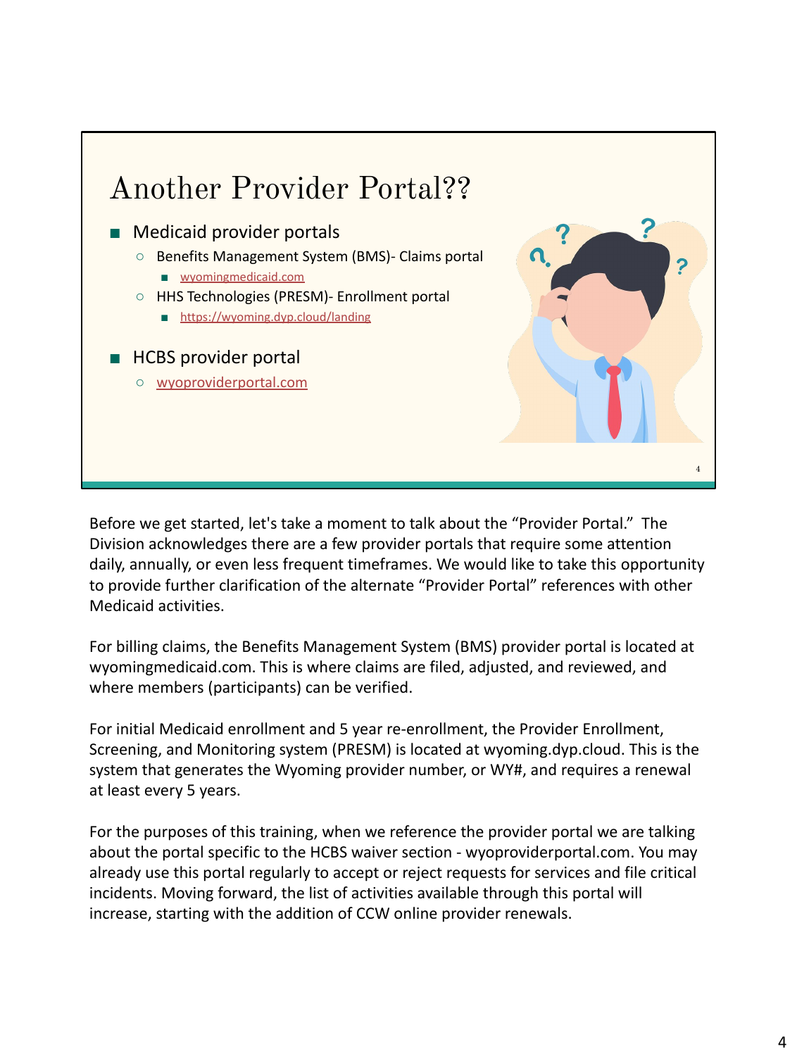# Another Provider Portal??

- Medicaid provider portals
  - Benefits Management System (BMS)- Claims portal
    - wyomingmedicaid.com
  - HHS Technologies (PRESM)- Enrollment portal
    - https://wyoming.dyp.cloud/landing
- HCBS provider portal
  - wyoproviderportal.com

Before we get started, let's take a moment to talk about the "Provider Portal." The Division acknowledges there are a few provider portals that require some attention daily, annually, or even less frequent timeframes. We would like to take this opportunity to provide further clarification of the alternate "Provider Portal" references with other Medicaid activities.

For billing claims, the Benefits Management System (BMS) provider portal is located at wyomingmedicaid.com. This is where claims are filed, adjusted, and reviewed, and where members (participants) can be verified.

For initial Medicaid enrollment and 5 year re-enrollment, the Provider Enrollment, Screening, and Monitoring system (PRESM) is located at wyoming.dyp.cloud. This is the system that generates the Wyoming provider number, or WY#, and requires a renewal at least every 5 years.

For the purposes of this training, when we reference the provider portal we are talking about the portal specific to the HCBS waiver section - wyoproviderportal.com. You may already use this portal regularly to accept or reject requests for services and file critical incidents. Moving forward, the list of activities available through this portal will increase, starting with the addition of CCW online provider renewals.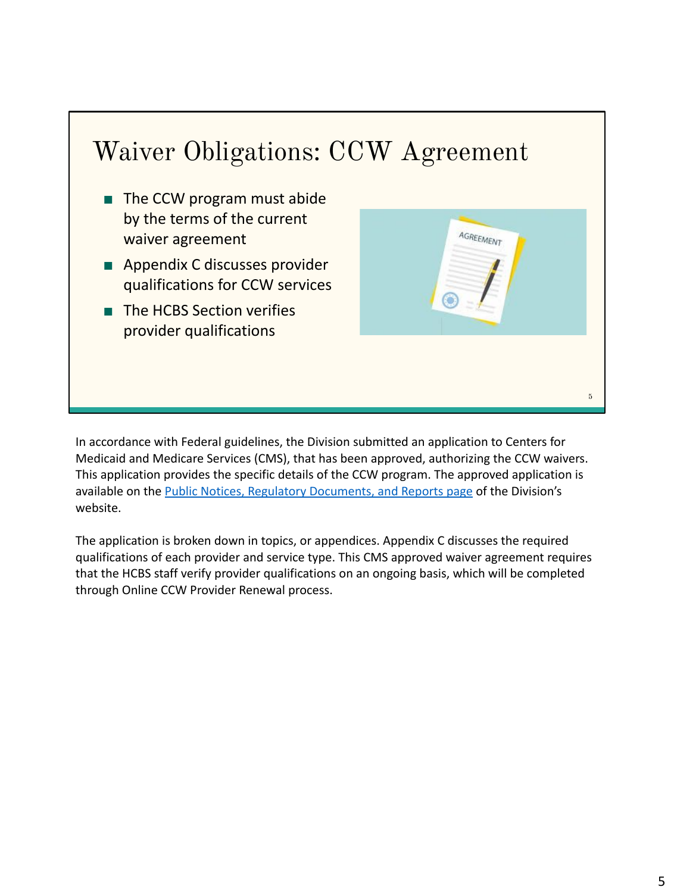# Waiver Obligations: CCW Agreement

- The CCW program must abide by the terms of the current waiver agreement
- Appendix C discusses provider qualifications for CCW services
- The HCBS Section verifies provider qualifications

In accordance with Federal guidelines, the Division submitted an application to Centers for Medicaid and Medicare Services (CMS), that has been approved, authorizing the CCW waivers. This application provides the specific details of the CCW program. The approved application is available on the [Public Notices, Regulatory Documents, and Reports page]() of the Division's website.

The application is broken down in topics, or appendices. Appendix C discusses the required qualifications of each provider and service type. This CMS approved waiver agreement requires that the HCBS staff verify provider qualifications on an ongoing basis, which will be completed through Online CCW Provider Renewal process.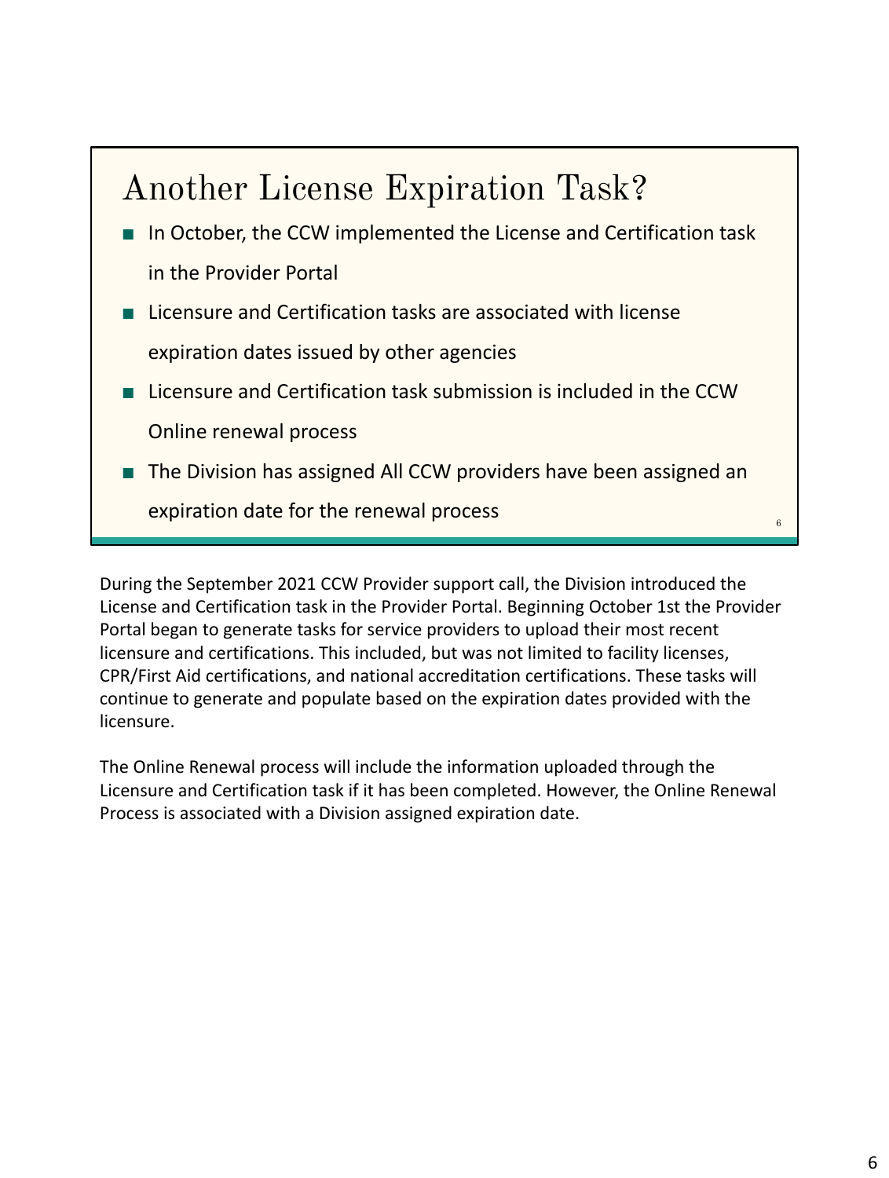## Another License Expiration Task?

- In October, the CCW implemented the License and Certification task in the Provider Portal
- Licensure and Certification tasks are associated with license expiration dates issued by other agencies
- Licensure and Certification task submission is included in the CCW Online renewal process
- The Division has assigned All CCW providers have been assigned an expiration date for the renewal process

During the September 2021 CCW Provider support call, the Division introduced the License and Certification task in the Provider Portal. Beginning October 1st the Provider Portal began to generate tasks for service providers to upload their most recent licensure and certifications. This included, but was not limited to facility licenses, CPR/First Aid certifications, and national accreditation certifications. These tasks will continue to generate and populate based on the expiration dates provided with the licensure.

The Online Renewal process will include the information uploaded through the Licensure and Certification task if it has been completed. However, the Online Renewal Process is associated with a Division assigned expiration date.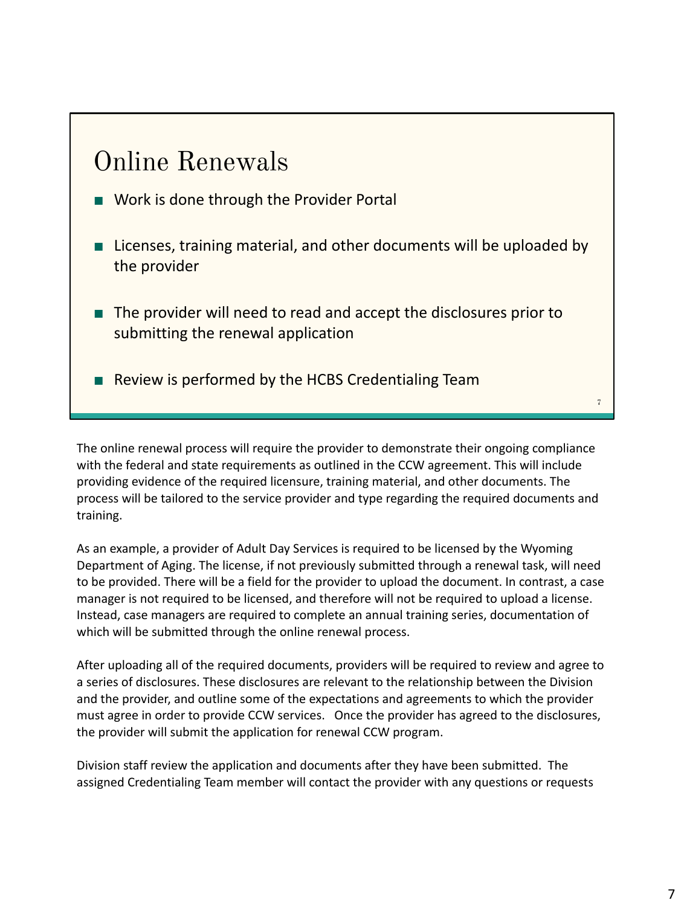## Online Renewals

- Work is done through the Provider Portal
- Licenses, training material, and other documents will be uploaded by the provider
- The provider will need to read and accept the disclosures prior to submitting the renewal application
- Review is performed by the HCBS Credentialing Team

The online renewal process will require the provider to demonstrate their ongoing compliance with the federal and state requirements as outlined in the CCW agreement. This will include providing evidence of the required licensure, training material, and other documents. The process will be tailored to the service provider and type regarding the required documents and training.

As an example, a provider of Adult Day Services is required to be licensed by the Wyoming Department of Aging. The license, if not previously submitted through a renewal task, will need to be provided. There will be a field for the provider to upload the document. In contrast, a case manager is not required to be licensed, and therefore will not be required to upload a license. Instead, case managers are required to complete an annual training series, documentation of which will be submitted through the online renewal process.

After uploading all of the required documents, providers will be required to review and agree to a series of disclosures. These disclosures are relevant to the relationship between the Division and the provider, and outline some of the expectations and agreements to which the provider must agree in order to provide CCW services. Once the provider has agreed to the disclosures, the provider will submit the application for renewal CCW program.

Division staff review the application and documents after they have been submitted. The assigned Credentialing Team member will contact the provider with any questions or requests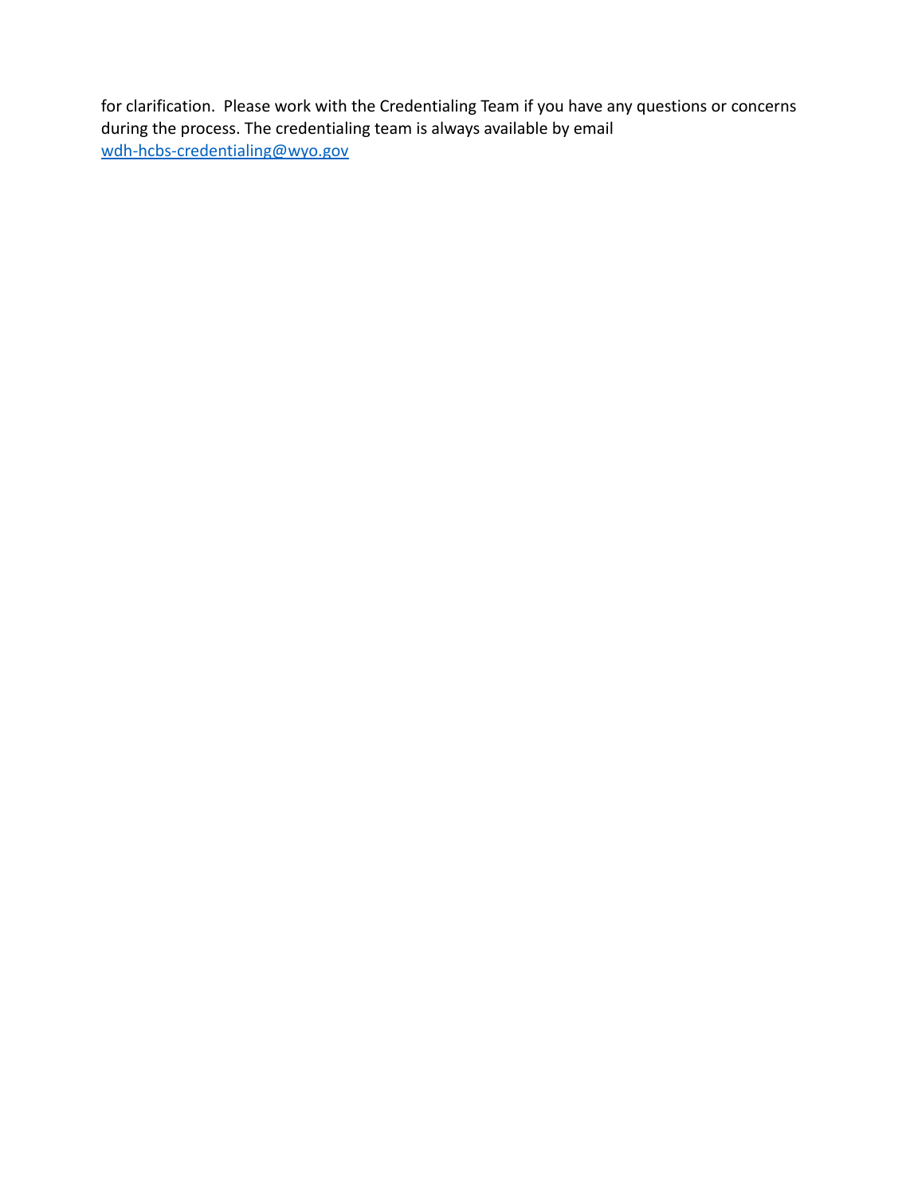for clarification. Please work with the Credentialing Team if you have any questions or concerns during the process. The credentialing team is always available by email wdh-hcbs-credentialing@wyo.gov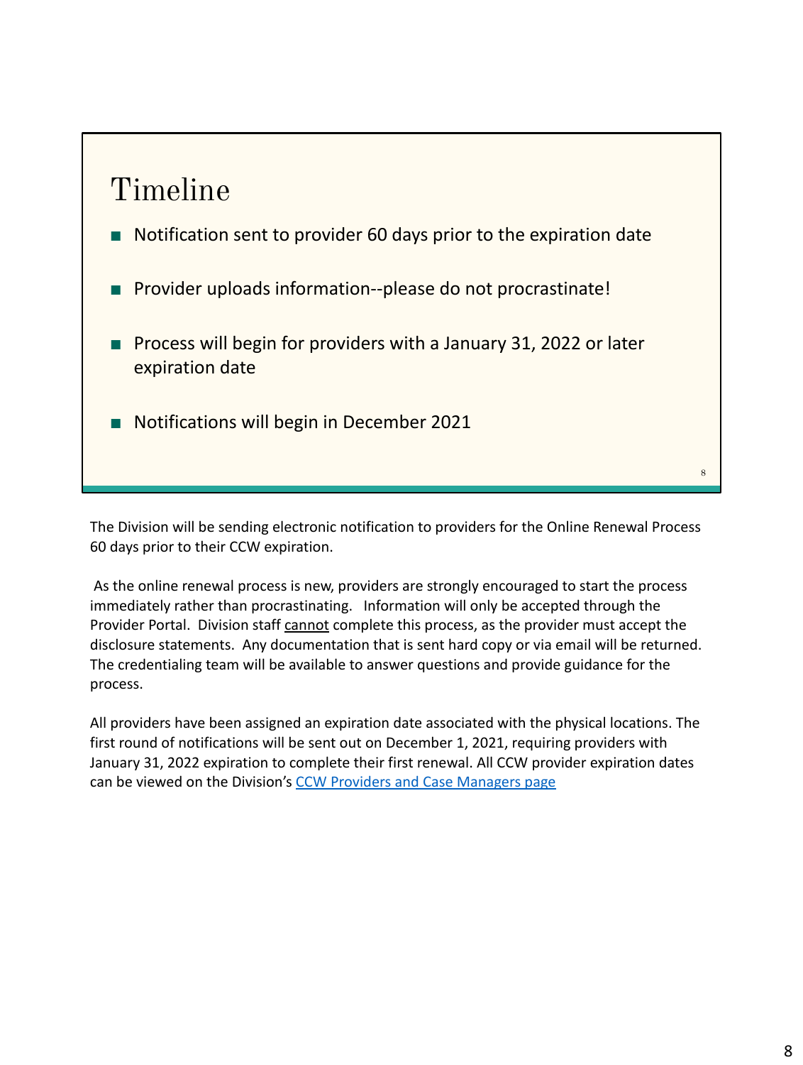## Timeline

- Notification sent to provider 60 days prior to the expiration date
- Provider uploads information--please do not procrastinate!
- Process will begin for providers with a January 31, 2022 or later expiration date
- Notifications will begin in December 2021

The Division will be sending electronic notification to providers for the Online Renewal Process 60 days prior to their CCW expiration.

As the online renewal process is new, providers are strongly encouraged to start the process immediately rather than procrastinating. Information will only be accepted through the Provider Portal. Division staff cannot complete this process, as the provider must accept the disclosure statements. Any documentation that is sent hard copy or via email will be returned. The credentialing team will be available to answer questions and provide guidance for the process.

All providers have been assigned an expiration date associated with the physical locations. The first round of notifications will be sent out on December 1, 2021, requiring providers with January 31, 2022 expiration to complete their first renewal. All CCW provider expiration dates can be viewed on the Division's CCW Providers and Case Managers page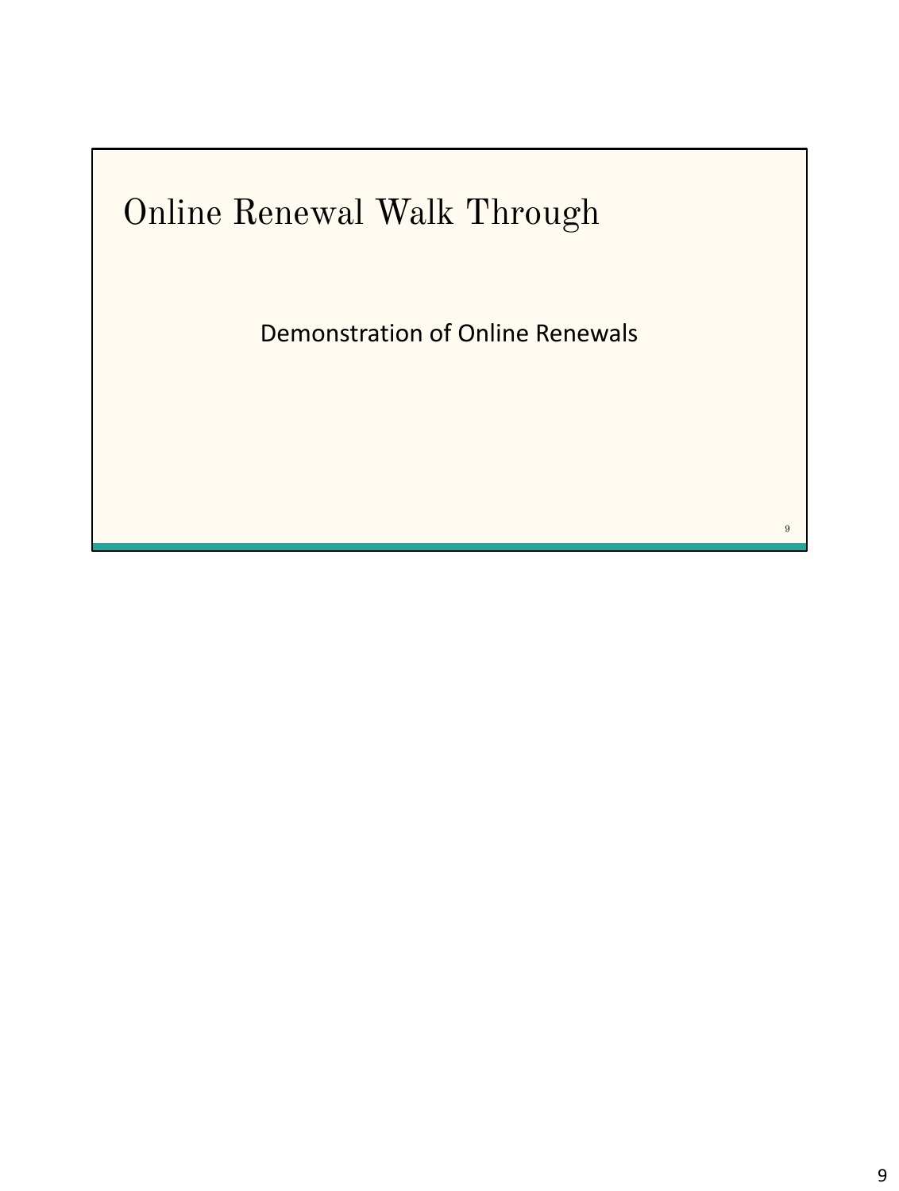# Online Renewal Walk Through

Demonstration of Online Renewals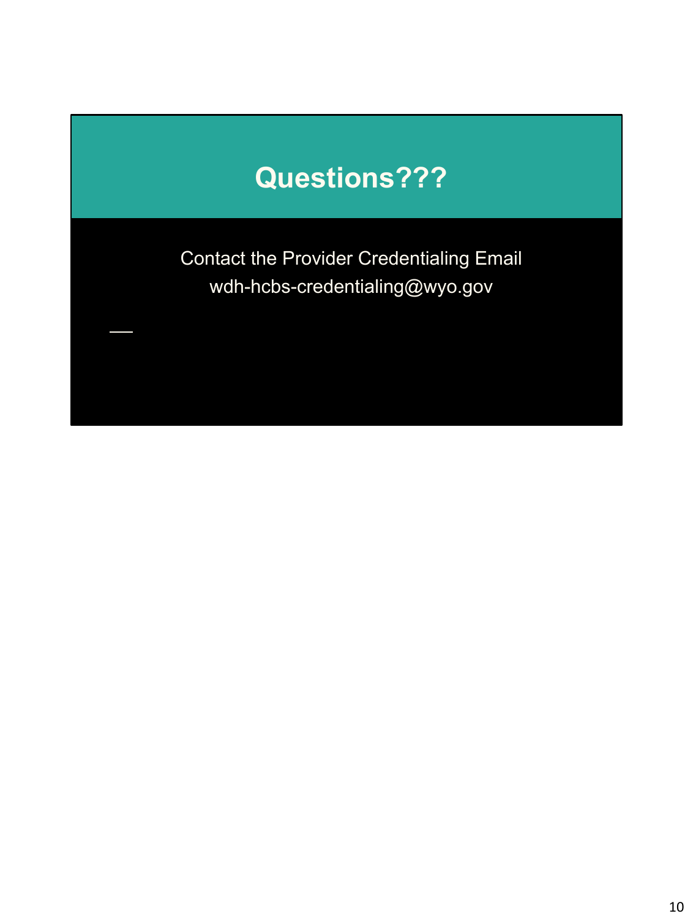# Questions???

Contact the Provider Credentialing Email
wdh-hcbs-credentialing@wyo.gov